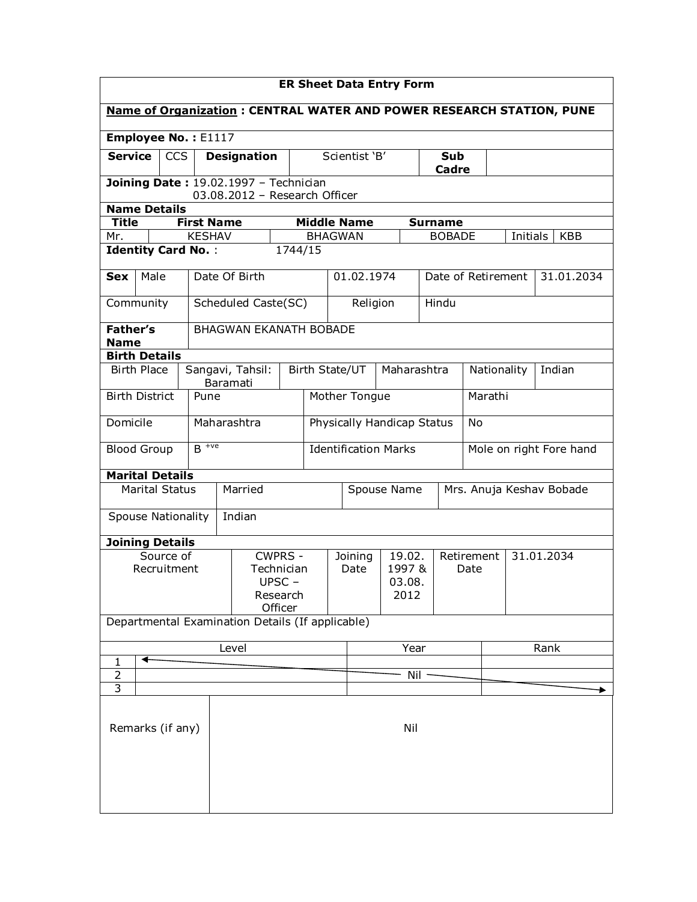# ER Sheet Data Entry Form

**Name of Organization : CENTRAL WATER AND POWER RESEARCH STATION, PUNE**

**Employee No. :** E1117

| **Service** | CCS | **Designation** | Scientist 'B' | **Sub Cadre** | |
|---|---|---|---|---|---|

**Joining Date :** 19.02.1997 – Technician
03.08.2012 – Research Officer

**Name Details**

| **Title** | **First Name** | **Middle Name** | **Surname** | | |
|---|---|---|---|---|---|
| Mr. | KESHAV | BHAGWAN | BOBADE | Initials | KBB |

**Identity Card No.** : 1744/15

| **Sex** | Male | Date Of Birth | 01.02.1974 | Date of Retirement | 31.01.2034 |
|---|---|---|---|---|---|
| Community | Scheduled Caste(SC) | Religion | Hindu | | |
| **Father's Name** | BHAGWAN EKANATH BOBADE | | | | |

**Birth Details**

| Birth Place | Sangavi, Tahsil: Baramati | Birth State/UT | Maharashtra | Nationality | Indian |
|---|---|---|---|---|---|
| Birth District | Pune | Mother Tongue | Marathi | | |
| Domicile | Maharashtra | Physically Handicap Status | No | | |
| Blood Group | B $^{+ve}$ | Identification Marks | Mole on right Fore hand | | |

**Marital Details**

| Marital Status | Married | Spouse Name | Mrs. Anuja Keshav Bobade |
|---|---|---|---|
| Spouse Nationality | Indian | | |

**Joining Details**

| Source of Recruitment | CWPRS - Technician UPSC – Research Officer | Joining Date | 19.02.1997 & 03.08.2012 | Retirement Date | 31.01.2034 |
|---|---|---|---|---|---|

Departmental Examination Details (If applicable)

| | Level | Year | Rank |
|---|---|---|---|
| 1 | | | |
| 2 | | Nil | |
| 3 | | | |

| Remarks (if any) | Nil |
|---|---|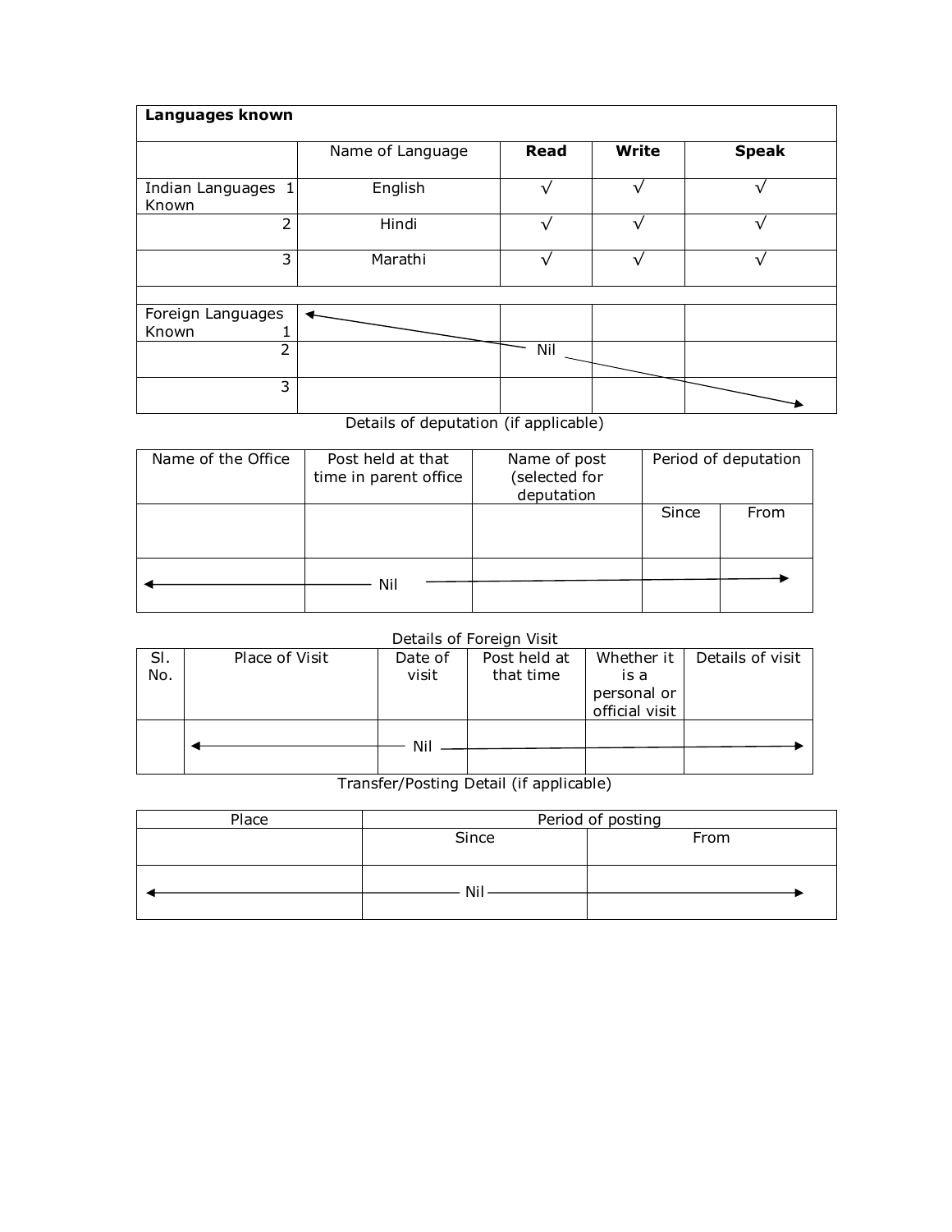| Languages known | | | | |
|---|---|---|---|---|
| | Name of Language | **Read** | **Write** | **Speak** |
| Indian Languages Known 1 | English | √ | √ | √ |
| 2 | Hindi | √ | √ | √ |
| 3 | Marathi | √ | √ | √ |
| | | | | |
| Foreign Languages Known 1 | | | | |
| 2 | | Nil | | |
| 3 | | | | |

Details of deputation (if applicable)

| Name of the Office | Post held at that time in parent office | Name of post (selected for deputation | Period of deputation | |
|---|---|---|---|---|
| | | | Since | From |
| ← | Nil | → | | |

Details of Foreign Visit

| Sl. No. | Place of Visit | Date of visit | Post held at that time | Whether it is a personal or official visit | Details of visit |
|---|---|---|---|---|---|
| | ← | Nil | | | → |

Transfer/Posting Detail (if applicable)

| Place | Period of posting | |
|---|---|---|
| | Since | From |
| ← | Nil | → |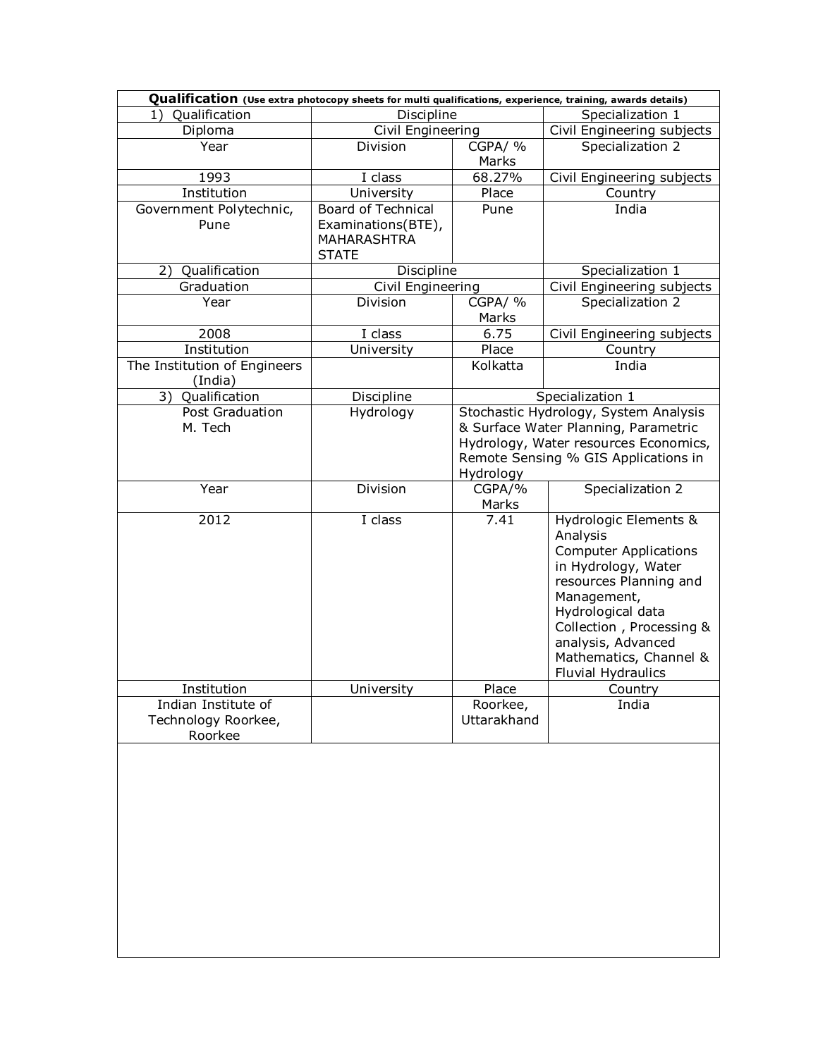| **Qualification** (Use extra photocopy sheets for multi qualifications, experience, training, awards details) | | | |
|---|---|---|---|
| 1) Qualification | Discipline | | Specialization 1 |
| Diploma | Civil Engineering | | Civil Engineering subjects |
| Year | Division | CGPA/ % Marks | Specialization 2 |
| 1993 | I class | 68.27% | Civil Engineering subjects |
| Institution | University | Place | Country |
| Government Polytechnic, Pune | Board of Technical Examinations(BTE), MAHARASHTRA STATE | Pune | India |
| 2) Qualification | Discipline | | Specialization 1 |
| Graduation | Civil Engineering | | Civil Engineering subjects |
| Year | Division | CGPA/ % Marks | Specialization 2 |
| 2008 | I class | 6.75 | Civil Engineering subjects |
| Institution | University | Place | Country |
| The Institution of Engineers (India) | | Kolkatta | India |
| 3) Qualification | Discipline | Specialization 1 | |
| Post Graduation M. Tech | Hydrology | Stochastic Hydrology, System Analysis & Surface Water Planning, Parametric Hydrology, Water resources Economics, Remote Sensing % GIS Applications in Hydrology | |
| Year | Division | CGPA/% Marks | Specialization 2 |
| 2012 | I class | 7.41 | Hydrologic Elements & Analysis Computer Applications in Hydrology, Water resources Planning and Management, Hydrological data Collection , Processing & analysis, Advanced Mathematics, Channel & Fluvial Hydraulics |
| Institution | University | Place | Country |
| Indian Institute of Technology Roorkee, Roorkee | | Roorkee, Uttarakhand | India |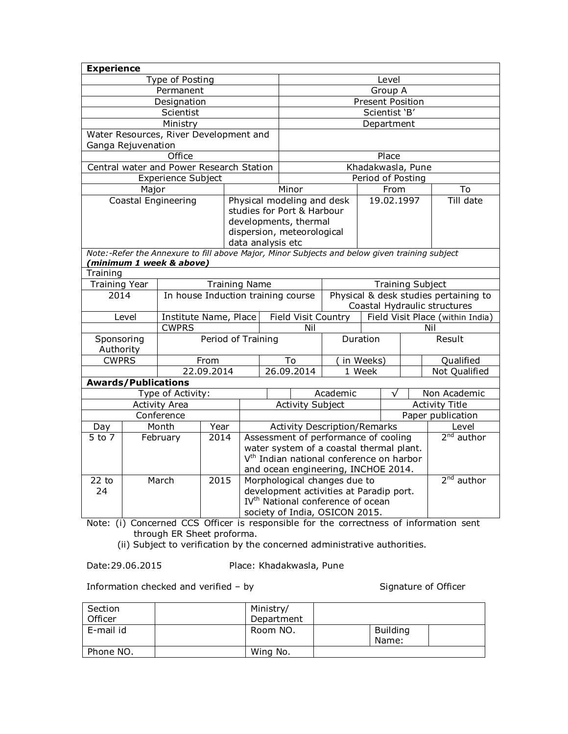**Experience**

| Type of Posting | Level |
|---|---|
| Permanent | Group A |
| Designation | Present Position |
| Scientist | Scientist 'B' |
| Ministry | Department |
| Water Resources, River Development and Ganga Rejuvenation | |
| Office | Place |
| Central water and Power Research Station | Khadakwasla, Pune |

| Experience Subject | | Period of Posting | |
|---|---|---|---|
| Major | Minor | From | To |
| Coastal Engineering | Physical modeling and desk studies for Port & Harbour developments, thermal dispersion, meteorological data analysis etc | 19.02.1997 | Till date |

*Note:-Refer the Annexure to fill above Major, Minor Subjects and below given training subject* ***(minimum 1 week & above)***

Training

| Training Year | Training Name | | Training Subject | |
|---|---|---|---|---|
| 2014 | In house Induction training course | | Physical & desk studies pertaining to Coastal Hydraulic structures | |
| Level | Institute Name, Place | Field Visit Country | Field Visit Place (within India) | |
| | CWPRS | Nil | Nil | |
| Sponsoring Authority | Period of Training | | Duration | Result |
| CWPRS | From | To | ( in Weeks) | Qualified |
| | 22.09.2014 | 26.09.2014 | 1 Week | Not Qualified |

**Awards/Publications**

| Type of Activity: | | Academic | √ | Non Academic |
|---|---|---|---|---|
| Activity Area | | Activity Subject | | Activity Title |
| Conference | | | | Paper publication |

| Day | Month | Year | Activity Description/Remarks | Level |
|---|---|---|---|---|
| 5 to 7 | February | 2014 | Assessment of performance of cooling water system of a coastal thermal plant. V[th] Indian national conference on harbor and ocean engineering, INCHOE 2014. | 2[nd] author |
| 22 to 24 | March | 2015 | Morphological changes due to development activities at Paradip port. IV[th] National conference of ocean society of India, OSICON 2015. | 2[nd] author |

Note: (i) Concerned CCS Officer is responsible for the correctness of information sent through ER Sheet proforma.

(ii) Subject to verification by the concerned administrative authorities.

Date:29.06.2015 Place: Khadakwasla, Pune

Information checked and verified – by Signature of Officer

| | | | | | |
|---|---|---|---|---|---|
| Section Officer | | Ministry/ Department | | | |
| E-mail id | | Room NO. | | Building Name: | |
| Phone NO. | | Wing No. | | | |